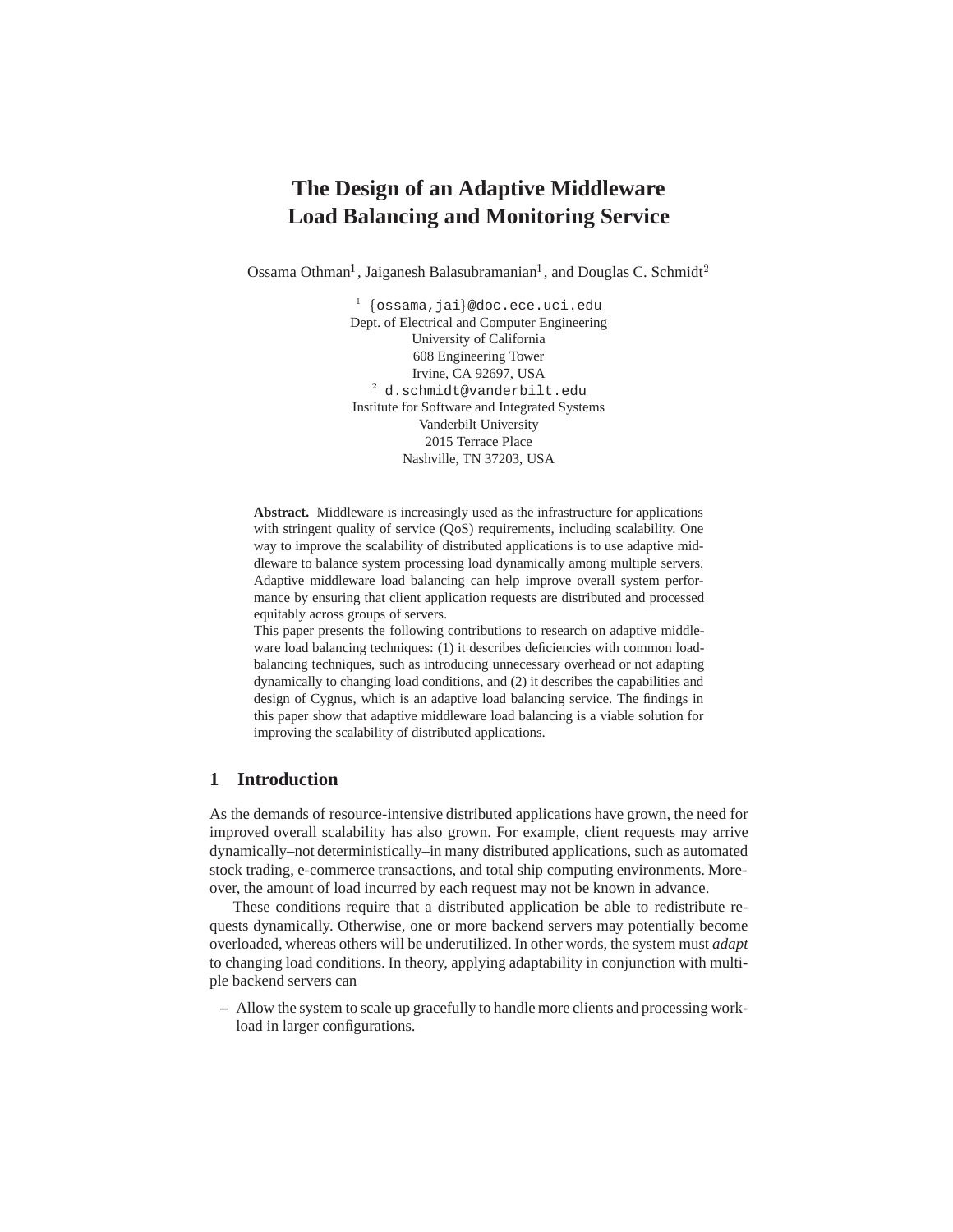# The Design of an Adaptive Middleware Load Balancing and Monitoring Service

Ossama Othman[1], Jaiganesh Balasubramanian[1], and Douglas C. Schmidt[2]

[1] {ossama,jai}@doc.ece.uci.edu
Dept. of Electrical and Computer Engineering
University of California
608 Engineering Tower
Irvine, CA 92697, USA

[2] d.schmidt@vanderbilt.edu
Institute for Software and Integrated Systems
Vanderbilt University
2015 Terrace Place
Nashville, TN 37203, USA

**Abstract.** Middleware is increasingly used as the infrastructure for applications with stringent quality of service (QoS) requirements, including scalability. One way to improve the scalability of distributed applications is to use adaptive middleware to balance system processing load dynamically among multiple servers. Adaptive middleware load balancing can help improve overall system performance by ensuring that client application requests are distributed and processed equitably across groups of servers.

This paper presents the following contributions to research on adaptive middleware load balancing techniques: (1) it describes deficiencies with common load-balancing techniques, such as introducing unnecessary overhead or not adapting dynamically to changing load conditions, and (2) it describes the capabilities and design of Cygnus, which is an adaptive load balancing service. The findings in this paper show that adaptive middleware load balancing is a viable solution for improving the scalability of distributed applications.

## 1 Introduction

As the demands of resource-intensive distributed applications have grown, the need for improved overall scalability has also grown. For example, client requests may arrive dynamically–not deterministically–in many distributed applications, such as automated stock trading, e-commerce transactions, and total ship computing environments. Moreover, the amount of load incurred by each request may not be known in advance.

These conditions require that a distributed application be able to redistribute requests dynamically. Otherwise, one or more backend servers may potentially become overloaded, whereas others will be underutilized. In other words, the system must *adapt* to changing load conditions. In theory, applying adaptability in conjunction with multiple backend servers can

- Allow the system to scale up gracefully to handle more clients and processing workload in larger configurations.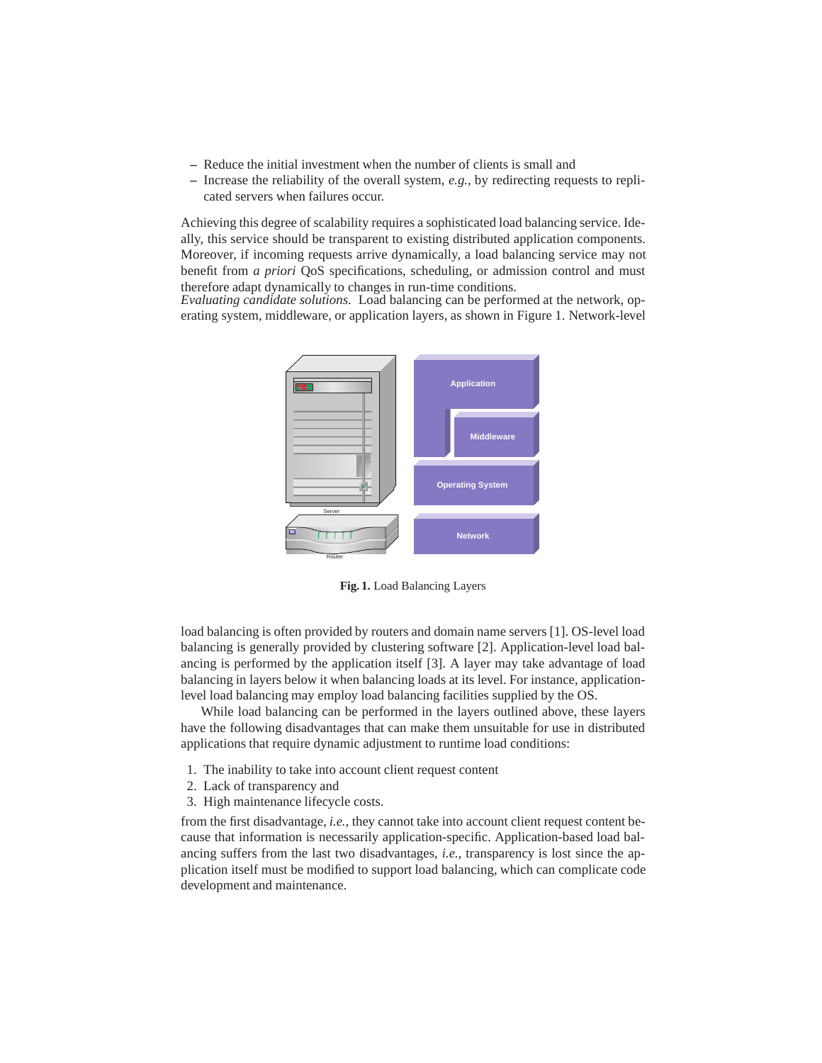- Reduce the initial investment when the number of clients is small and
- Increase the reliability of the overall system, *e.g.*, by redirecting requests to replicated servers when failures occur.

Achieving this degree of scalability requires a sophisticated load balancing service. Ideally, this service should be transparent to existing distributed application components. Moreover, if incoming requests arrive dynamically, a load balancing service may not benefit from *a priori* QoS specifications, scheduling, or admission control and must therefore adapt dynamically to changes in run-time conditions.

*Evaluating candidate solutions.* Load balancing can be performed at the network, operating system, middleware, or application layers, as shown in Figure 1. Network-level

**Fig. 1.** Load Balancing Layers

load balancing is often provided by routers and domain name servers [1]. OS-level load balancing is generally provided by clustering software [2]. Application-level load balancing is performed by the application itself [3]. A layer may take advantage of load balancing in layers below it when balancing loads at its level. For instance, application-level load balancing may employ load balancing facilities supplied by the OS.

While load balancing can be performed in the layers outlined above, these layers have the following disadvantages that can make them unsuitable for use in distributed applications that require dynamic adjustment to runtime load conditions:

1. The inability to take into account client request content
2. Lack of transparency and
3. High maintenance lifecycle costs.

from the first disadvantage, *i.e.*, they cannot take into account client request content because that information is necessarily application-specific. Application-based load balancing suffers from the last two disadvantages, *i.e.*, transparency is lost since the application itself must be modified to support load balancing, which can complicate code development and maintenance.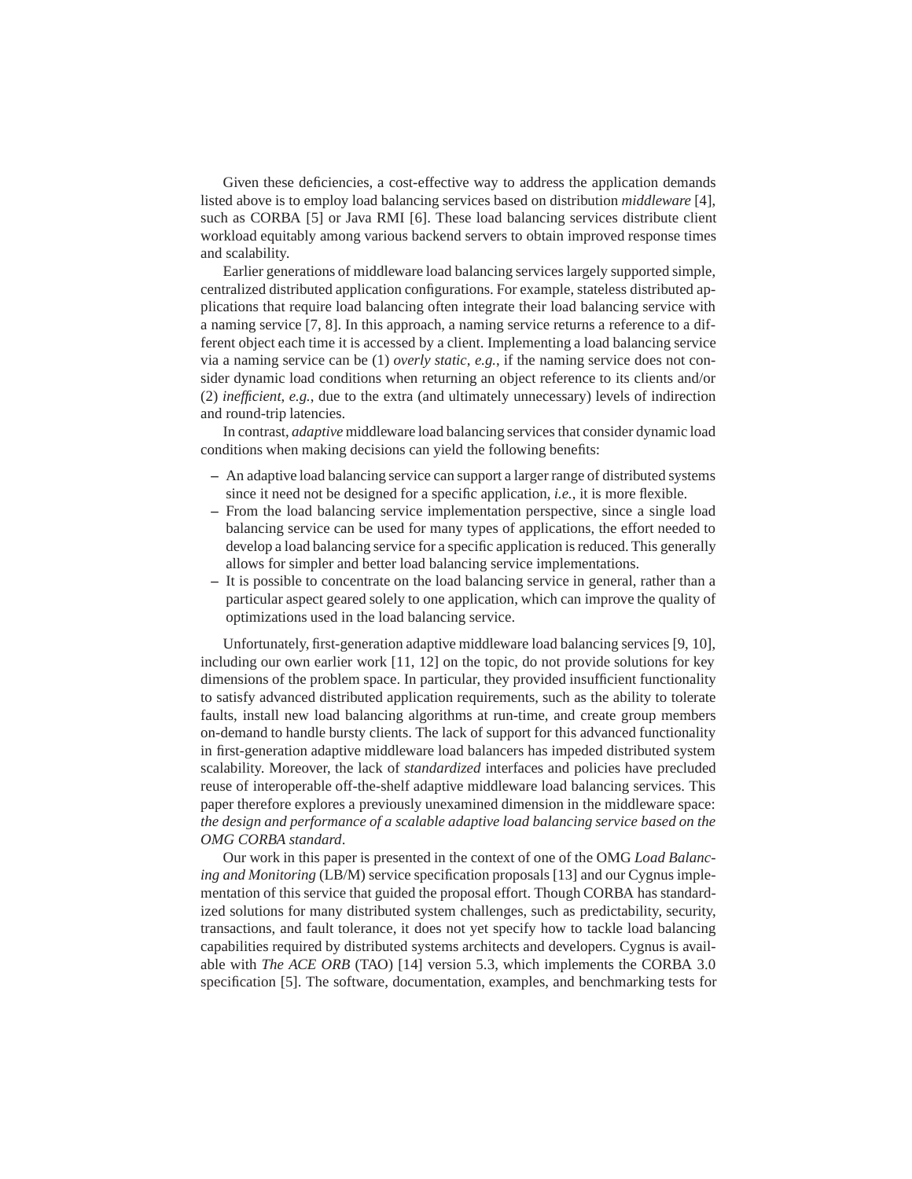Given these deficiencies, a cost-effective way to address the application demands listed above is to employ load balancing services based on distribution *middleware* [4], such as CORBA [5] or Java RMI [6]. These load balancing services distribute client workload equitably among various backend servers to obtain improved response times and scalability.

Earlier generations of middleware load balancing services largely supported simple, centralized distributed application configurations. For example, stateless distributed applications that require load balancing often integrate their load balancing service with a naming service [7, 8]. In this approach, a naming service returns a reference to a different object each time it is accessed by a client. Implementing a load balancing service via a naming service can be (1) *overly static*, *e.g.*, if the naming service does not consider dynamic load conditions when returning an object reference to its clients and/or (2) *inefficient*, *e.g.*, due to the extra (and ultimately unnecessary) levels of indirection and round-trip latencies.

In contrast, *adaptive* middleware load balancing services that consider dynamic load conditions when making decisions can yield the following benefits:

- An adaptive load balancing service can support a larger range of distributed systems since it need not be designed for a specific application, *i.e.*, it is more flexible.
- From the load balancing service implementation perspective, since a single load balancing service can be used for many types of applications, the effort needed to develop a load balancing service for a specific application is reduced. This generally allows for simpler and better load balancing service implementations.
- It is possible to concentrate on the load balancing service in general, rather than a particular aspect geared solely to one application, which can improve the quality of optimizations used in the load balancing service.

Unfortunately, first-generation adaptive middleware load balancing services [9, 10], including our own earlier work [11, 12] on the topic, do not provide solutions for key dimensions of the problem space. In particular, they provided insufficient functionality to satisfy advanced distributed application requirements, such as the ability to tolerate faults, install new load balancing algorithms at run-time, and create group members on-demand to handle bursty clients. The lack of support for this advanced functionality in first-generation adaptive middleware load balancers has impeded distributed system scalability. Moreover, the lack of *standardized* interfaces and policies have precluded reuse of interoperable off-the-shelf adaptive middleware load balancing services. This paper therefore explores a previously unexamined dimension in the middleware space: *the design and performance of a scalable adaptive load balancing service based on the OMG CORBA standard*.

Our work in this paper is presented in the context of one of the OMG *Load Balancing and Monitoring* (LB/M) service specification proposals [13] and our Cygnus implementation of this service that guided the proposal effort. Though CORBA has standardized solutions for many distributed system challenges, such as predictability, security, transactions, and fault tolerance, it does not yet specify how to tackle load balancing capabilities required by distributed systems architects and developers. Cygnus is available with *The ACE ORB* (TAO) [14] version 5.3, which implements the CORBA 3.0 specification [5]. The software, documentation, examples, and benchmarking tests for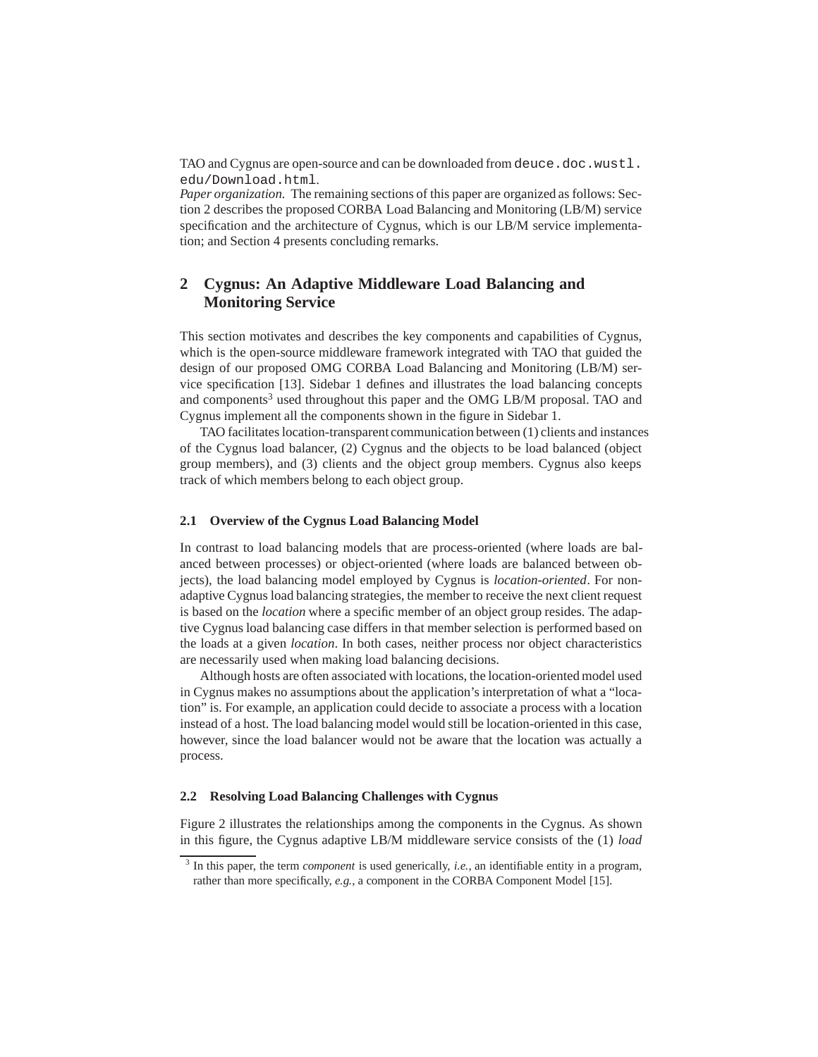TAO and Cygnus are open-source and can be downloaded from `deuce.doc.wustl.edu/Download.html`.

*Paper organization.* The remaining sections of this paper are organized as follows: Section 2 describes the proposed CORBA Load Balancing and Monitoring (LB/M) service specification and the architecture of Cygnus, which is our LB/M service implementation; and Section 4 presents concluding remarks.

## 2 Cygnus: An Adaptive Middleware Load Balancing and Monitoring Service

This section motivates and describes the key components and capabilities of Cygnus, which is the open-source middleware framework integrated with TAO that guided the design of our proposed OMG CORBA Load Balancing and Monitoring (LB/M) service specification [13]. Sidebar 1 defines and illustrates the load balancing concepts and components[3] used throughout this paper and the OMG LB/M proposal. TAO and Cygnus implement all the components shown in the figure in Sidebar 1.

TAO facilitates location-transparent communication between (1) clients and instances of the Cygnus load balancer, (2) Cygnus and the objects to be load balanced (object group members), and (3) clients and the object group members. Cygnus also keeps track of which members belong to each object group.

### 2.1 Overview of the Cygnus Load Balancing Model

In contrast to load balancing models that are process-oriented (where loads are balanced between processes) or object-oriented (where loads are balanced between objects), the load balancing model employed by Cygnus is *location-oriented*. For non-adaptive Cygnus load balancing strategies, the member to receive the next client request is based on the *location* where a specific member of an object group resides. The adaptive Cygnus load balancing case differs in that member selection is performed based on the loads at a given *location*. In both cases, neither process nor object characteristics are necessarily used when making load balancing decisions.

Although hosts are often associated with locations, the location-oriented model used in Cygnus makes no assumptions about the application's interpretation of what a "location" is. For example, an application could decide to associate a process with a location instead of a host. The load balancing model would still be location-oriented in this case, however, since the load balancer would not be aware that the location was actually a process.

### 2.2 Resolving Load Balancing Challenges with Cygnus

Figure 2 illustrates the relationships among the components in the Cygnus. As shown in this figure, the Cygnus adaptive LB/M middleware service consists of the (1) *load*

[3] In this paper, the term *component* is used generically, *i.e.*, an identifiable entity in a program, rather than more specifically, *e.g.*, a component in the CORBA Component Model [15].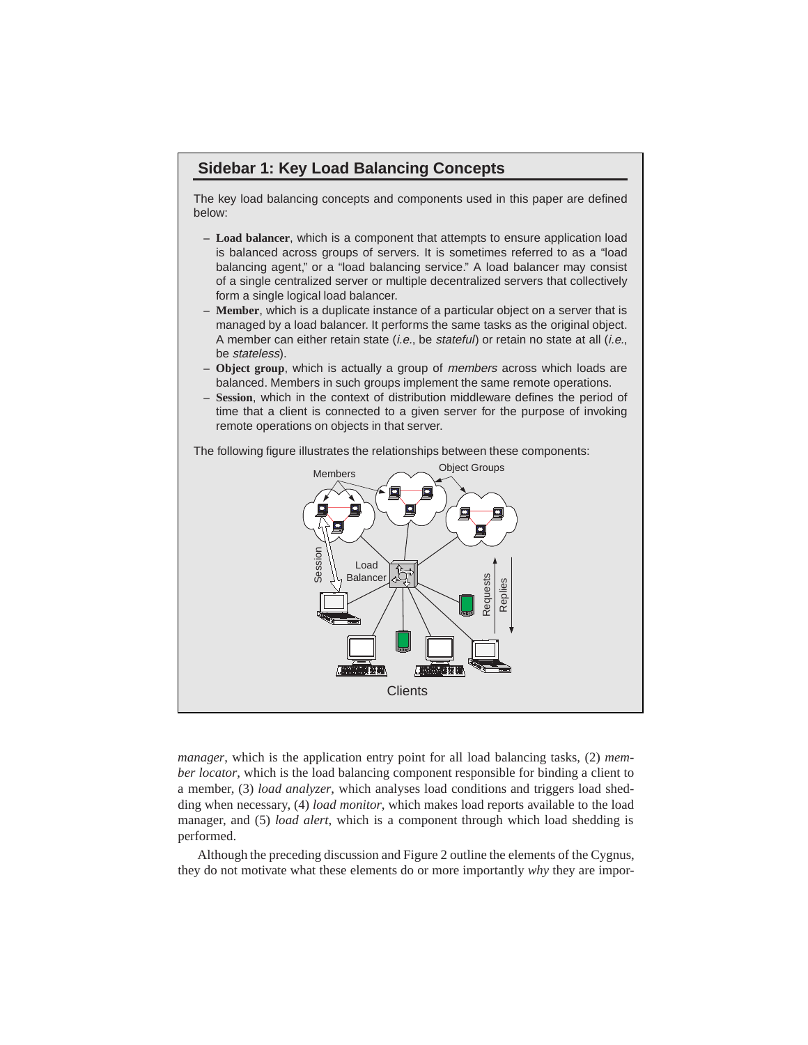## Sidebar 1: Key Load Balancing Concepts

The key load balancing concepts and components used in this paper are defined below:

- **Load balancer**, which is a component that attempts to ensure application load is balanced across groups of servers. It is sometimes referred to as a "load balancing agent," or a "load balancing service." A load balancer may consist of a single centralized server or multiple decentralized servers that collectively form a single logical load balancer.
- **Member**, which is a duplicate instance of a particular object on a server that is managed by a load balancer. It performs the same tasks as the original object. A member can either retain state (*i.e.*, be *stateful*) or retain no state at all (*i.e.*, be *stateless*).
- **Object group**, which is actually a group of *members* across which loads are balanced. Members in such groups implement the same remote operations.
- **Session**, which in the context of distribution middleware defines the period of time that a client is connected to a given server for the purpose of invoking remote operations on objects in that server.

The following figure illustrates the relationships between these components:

*manager*, which is the application entry point for all load balancing tasks, (2) *member locator*, which is the load balancing component responsible for binding a client to a member, (3) *load analyzer*, which analyses load conditions and triggers load shedding when necessary, (4) *load monitor*, which makes load reports available to the load manager, and (5) *load alert*, which is a component through which load shedding is performed.

Although the preceding discussion and Figure 2 outline the elements of the Cygnus, they do not motivate what these elements do or more importantly *why* they are impor-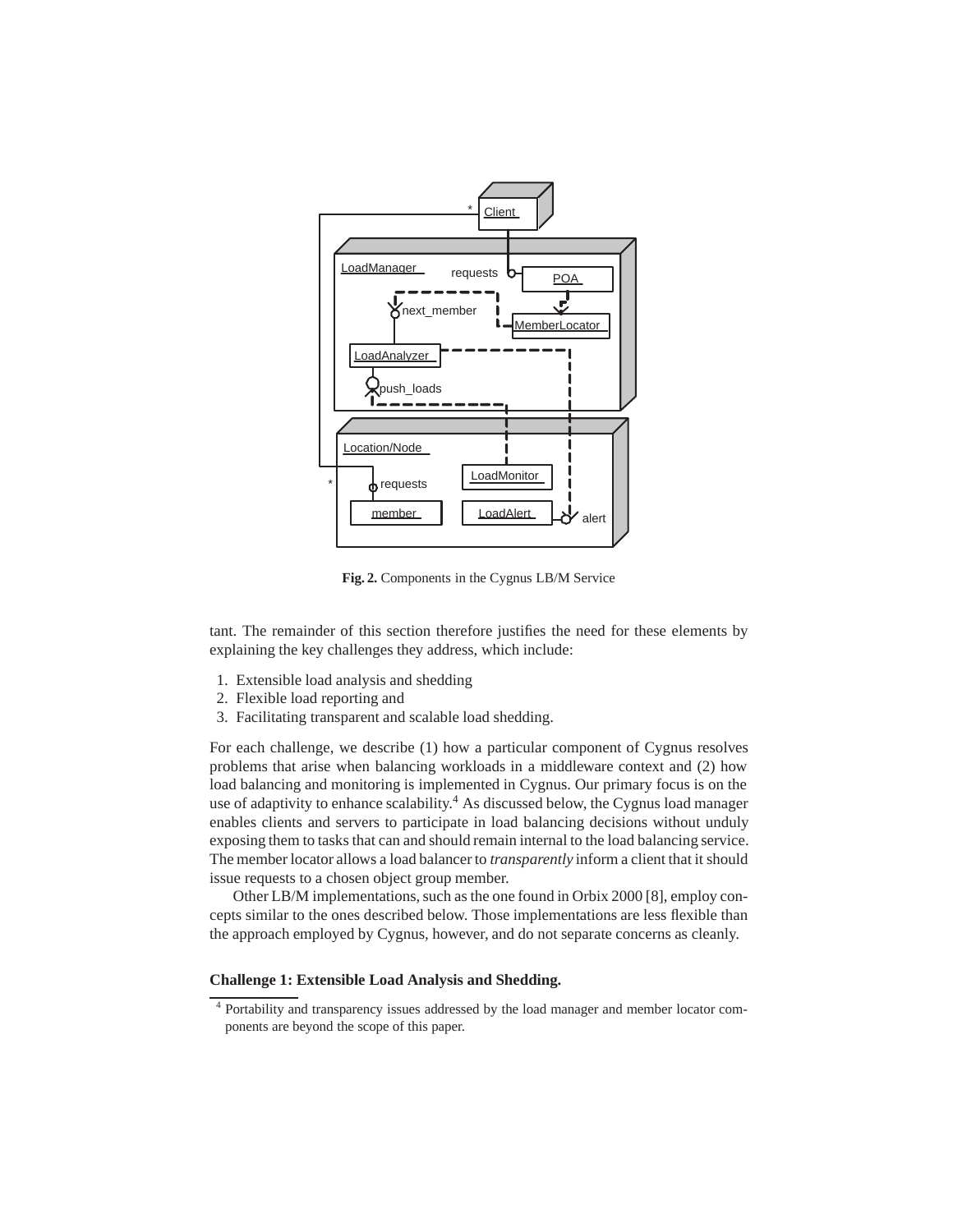Fig. 2. Components in the Cygnus LB/M Service

tant. The remainder of this section therefore justifies the need for these elements by explaining the key challenges they address, which include:

1. Extensible load analysis and shedding
2. Flexible load reporting and
3. Facilitating transparent and scalable load shedding.

For each challenge, we describe (1) how a particular component of Cygnus resolves problems that arise when balancing workloads in a middleware context and (2) how load balancing and monitoring is implemented in Cygnus. Our primary focus is on the use of adaptivity to enhance scalability.[4] As discussed below, the Cygnus load manager enables clients and servers to participate in load balancing decisions without unduly exposing them to tasks that can and should remain internal to the load balancing service. The member locator allows a load balancer to *transparently* inform a client that it should issue requests to a chosen object group member.

Other LB/M implementations, such as the one found in Orbix 2000 [8], employ concepts similar to the ones described below. Those implementations are less flexible than the approach employed by Cygnus, however, and do not separate concerns as cleanly.

**Challenge 1: Extensible Load Analysis and Shedding.**

[4] Portability and transparency issues addressed by the load manager and member locator components are beyond the scope of this paper.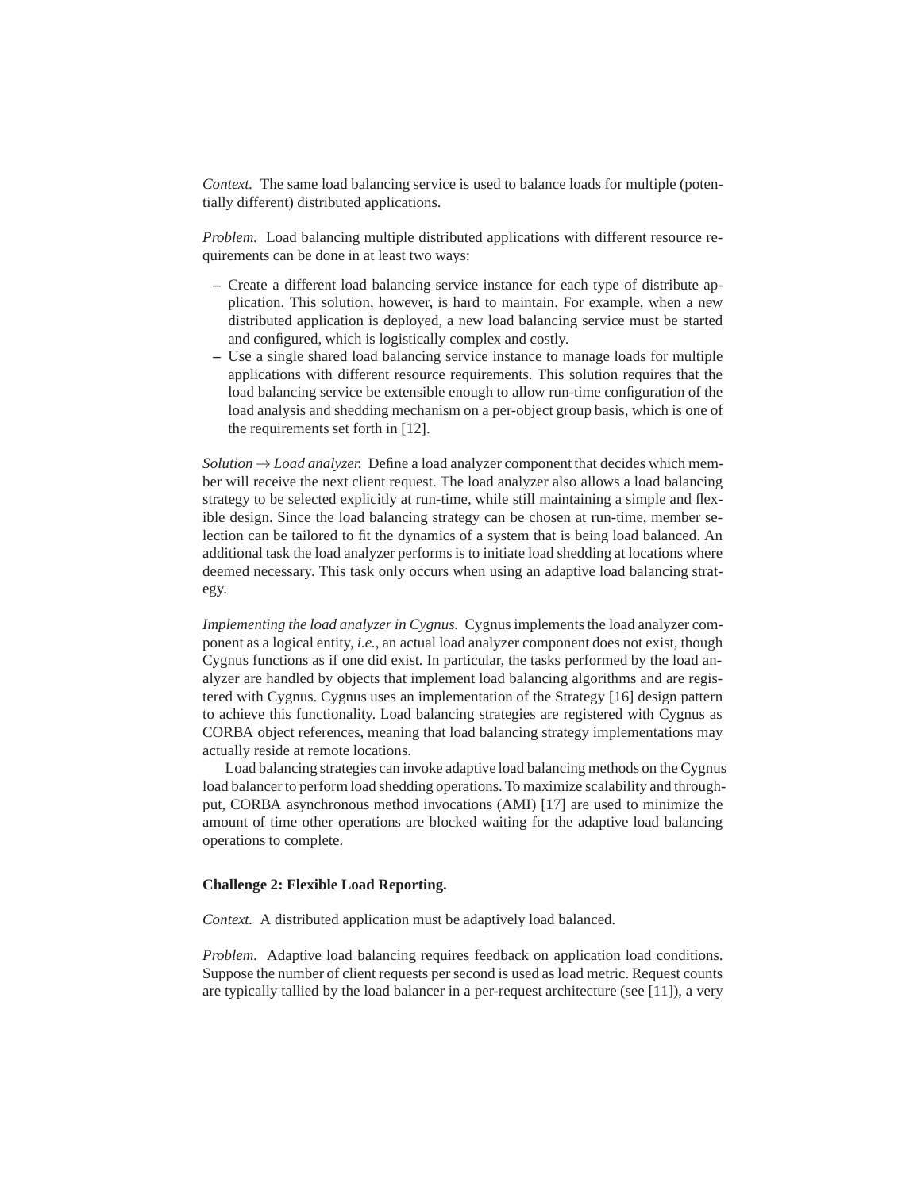*Context.* The same load balancing service is used to balance loads for multiple (potentially different) distributed applications.

*Problem.* Load balancing multiple distributed applications with different resource requirements can be done in at least two ways:

- Create a different load balancing service instance for each type of distribute application. This solution, however, is hard to maintain. For example, when a new distributed application is deployed, a new load balancing service must be started and configured, which is logistically complex and costly.
- Use a single shared load balancing service instance to manage loads for multiple applications with different resource requirements. This solution requires that the load balancing service be extensible enough to allow run-time configuration of the load analysis and shedding mechanism on a per-object group basis, which is one of the requirements set forth in [12].

*Solution → Load analyzer.* Define a load analyzer component that decides which member will receive the next client request. The load analyzer also allows a load balancing strategy to be selected explicitly at run-time, while still maintaining a simple and flexible design. Since the load balancing strategy can be chosen at run-time, member selection can be tailored to fit the dynamics of a system that is being load balanced. An additional task the load analyzer performs is to initiate load shedding at locations where deemed necessary. This task only occurs when using an adaptive load balancing strategy.

*Implementing the load analyzer in Cygnus.* Cygnus implements the load analyzer component as a logical entity, *i.e.*, an actual load analyzer component does not exist, though Cygnus functions as if one did exist. In particular, the tasks performed by the load analyzer are handled by objects that implement load balancing algorithms and are registered with Cygnus. Cygnus uses an implementation of the Strategy [16] design pattern to achieve this functionality. Load balancing strategies are registered with Cygnus as CORBA object references, meaning that load balancing strategy implementations may actually reside at remote locations.

Load balancing strategies can invoke adaptive load balancing methods on the Cygnus load balancer to perform load shedding operations. To maximize scalability and throughput, CORBA asynchronous method invocations (AMI) [17] are used to minimize the amount of time other operations are blocked waiting for the adaptive load balancing operations to complete.

**Challenge 2: Flexible Load Reporting.**

*Context.* A distributed application must be adaptively load balanced.

*Problem.* Adaptive load balancing requires feedback on application load conditions. Suppose the number of client requests per second is used as load metric. Request counts are typically tallied by the load balancer in a per-request architecture (see [11]), a very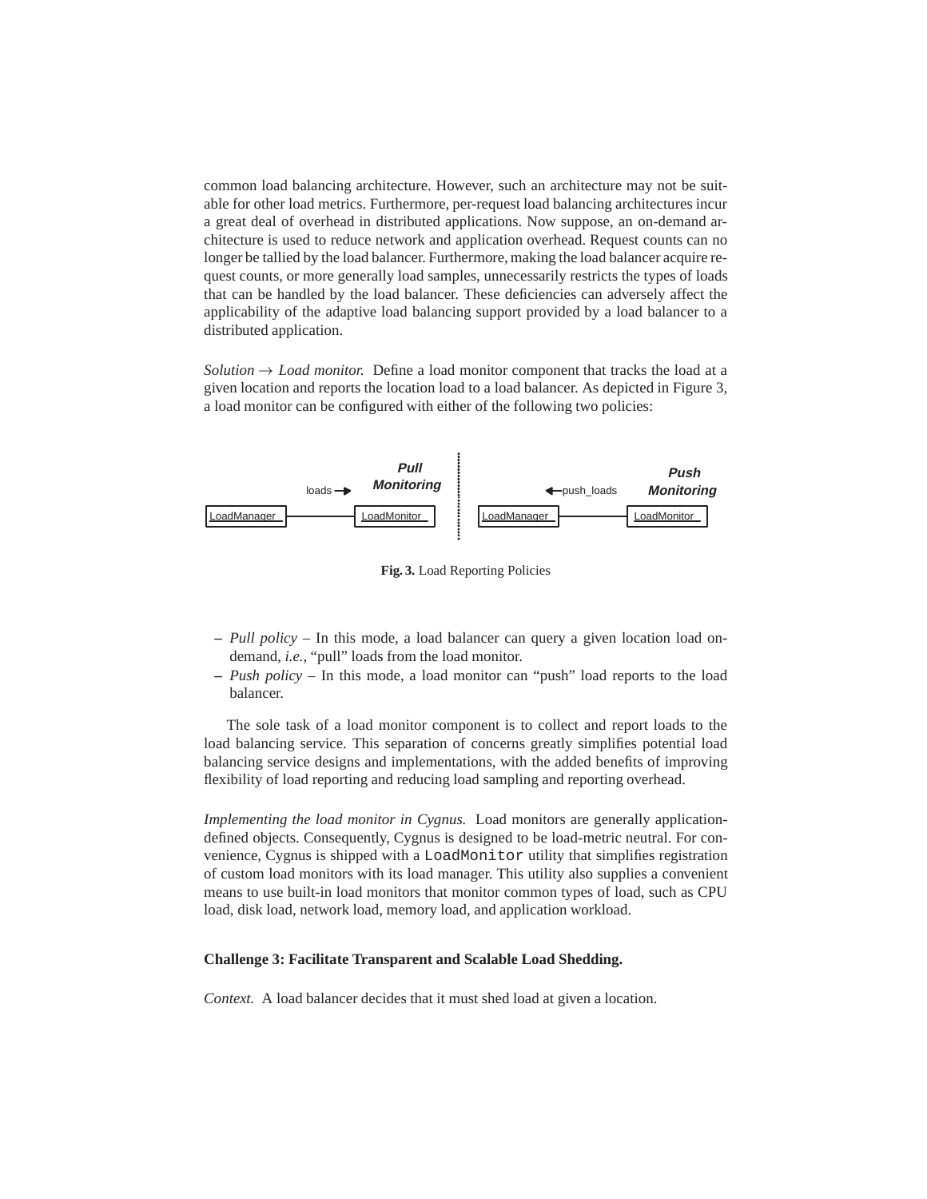common load balancing architecture. However, such an architecture may not be suitable for other load metrics. Furthermore, per-request load balancing architectures incur a great deal of overhead in distributed applications. Now suppose, an on-demand architecture is used to reduce network and application overhead. Request counts can no longer be tallied by the load balancer. Furthermore, making the load balancer acquire request counts, or more generally load samples, unnecessarily restricts the types of loads that can be handled by the load balancer. These deficiencies can adversely affect the applicability of the adaptive load balancing support provided by a load balancer to a distributed application.

*Solution → Load monitor.* Define a load monitor component that tracks the load at a given location and reports the location load to a load balancer. As depicted in Figure 3, a load monitor can be configured with either of the following two policies:

**Fig. 3.** Load Reporting Policies

- *Pull policy* – In this mode, a load balancer can query a given location load on-demand, *i.e.*, "pull" loads from the load monitor.
- *Push policy* – In this mode, a load monitor can "push" load reports to the load balancer.

The sole task of a load monitor component is to collect and report loads to the load balancing service. This separation of concerns greatly simplifies potential load balancing service designs and implementations, with the added benefits of improving flexibility of load reporting and reducing load sampling and reporting overhead.

*Implementing the load monitor in Cygnus.* Load monitors are generally application-defined objects. Consequently, Cygnus is designed to be load-metric neutral. For convenience, Cygnus is shipped with a `LoadMonitor` utility that simplifies registration of custom load monitors with its load manager. This utility also supplies a convenient means to use built-in load monitors that monitor common types of load, such as CPU load, disk load, network load, memory load, and application workload.

**Challenge 3: Facilitate Transparent and Scalable Load Shedding.**

*Context.* A load balancer decides that it must shed load at given a location.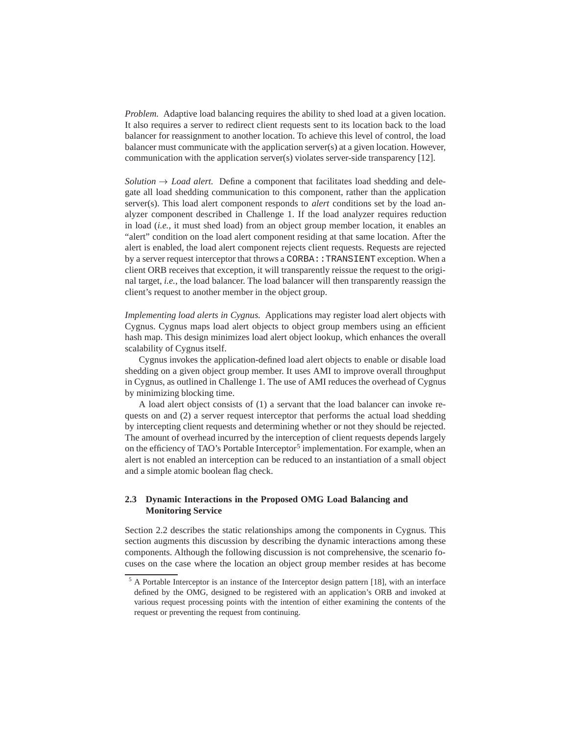*Problem.* Adaptive load balancing requires the ability to shed load at a given location. It also requires a server to redirect client requests sent to its location back to the load balancer for reassignment to another location. To achieve this level of control, the load balancer must communicate with the application server(s) at a given location. However, communication with the application server(s) violates server-side transparency [12].

*Solution → Load alert.* Define a component that facilitates load shedding and delegate all load shedding communication to this component, rather than the application server(s). This load alert component responds to *alert* conditions set by the load analyzer component described in Challenge 1. If the load analyzer requires reduction in load (*i.e.*, it must shed load) from an object group member location, it enables an "alert" condition on the load alert component residing at that same location. After the alert is enabled, the load alert component rejects client requests. Requests are rejected by a server request interceptor that throws a `CORBA::TRANSIENT` exception. When a client ORB receives that exception, it will transparently reissue the request to the original target, *i.e.*, the load balancer. The load balancer will then transparently reassign the client's request to another member in the object group.

*Implementing load alerts in Cygnus.* Applications may register load alert objects with Cygnus. Cygnus maps load alert objects to object group members using an efficient hash map. This design minimizes load alert object lookup, which enhances the overall scalability of Cygnus itself.

Cygnus invokes the application-defined load alert objects to enable or disable load shedding on a given object group member. It uses AMI to improve overall throughput in Cygnus, as outlined in Challenge 1. The use of AMI reduces the overhead of Cygnus by minimizing blocking time.

A load alert object consists of (1) a servant that the load balancer can invoke requests on and (2) a server request interceptor that performs the actual load shedding by intercepting client requests and determining whether or not they should be rejected. The amount of overhead incurred by the interception of client requests depends largely on the efficiency of TAO's Portable Interceptor[5] implementation. For example, when an alert is not enabled an interception can be reduced to an instantiation of a small object and a simple atomic boolean flag check.

### 2.3 Dynamic Interactions in the Proposed OMG Load Balancing and Monitoring Service

Section 2.2 describes the static relationships among the components in Cygnus. This section augments this discussion by describing the dynamic interactions among these components. Although the following discussion is not comprehensive, the scenario focuses on the case where the location an object group member resides at has become

[5] A Portable Interceptor is an instance of the Interceptor design pattern [18], with an interface defined by the OMG, designed to be registered with an application's ORB and invoked at various request processing points with the intention of either examining the contents of the request or preventing the request from continuing.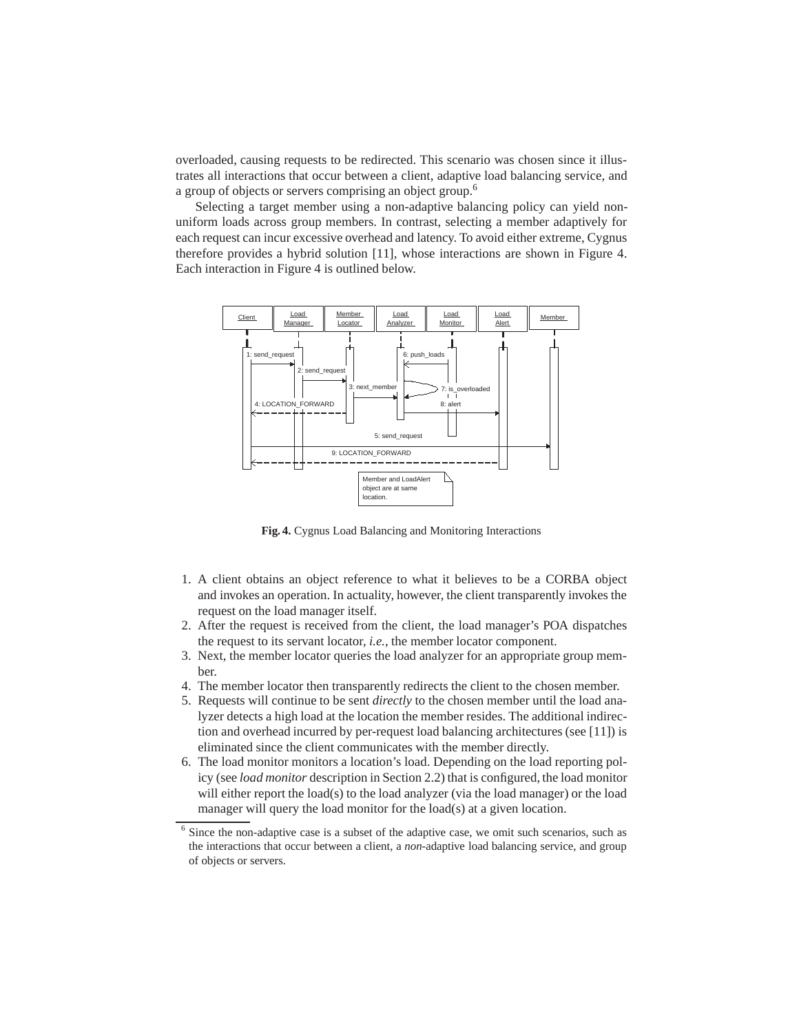overloaded, causing requests to be redirected. This scenario was chosen since it illustrates all interactions that occur between a client, adaptive load balancing service, and a group of objects or servers comprising an object group.[6]

Selecting a target member using a non-adaptive balancing policy can yield non-uniform loads across group members. In contrast, selecting a member adaptively for each request can incur excessive overhead and latency. To avoid either extreme, Cygnus therefore provides a hybrid solution [11], whose interactions are shown in Figure 4. Each interaction in Figure 4 is outlined below.

**Fig. 4.** Cygnus Load Balancing and Monitoring Interactions

1. A client obtains an object reference to what it believes to be a CORBA object and invokes an operation. In actuality, however, the client transparently invokes the request on the load manager itself.
2. After the request is received from the client, the load manager's POA dispatches the request to its servant locator, *i.e.*, the member locator component.
3. Next, the member locator queries the load analyzer for an appropriate group member.
4. The member locator then transparently redirects the client to the chosen member.
5. Requests will continue to be sent *directly* to the chosen member until the load analyzer detects a high load at the location the member resides. The additional indirection and overhead incurred by per-request load balancing architectures (see [11]) is eliminated since the client communicates with the member directly.
6. The load monitor monitors a location's load. Depending on the load reporting policy (see *load monitor* description in Section 2.2) that is configured, the load monitor will either report the load(s) to the load analyzer (via the load manager) or the load manager will query the load monitor for the load(s) at a given location.

[6] Since the non-adaptive case is a subset of the adaptive case, we omit such scenarios, such as the interactions that occur between a client, a *non*-adaptive load balancing service, and group of objects or servers.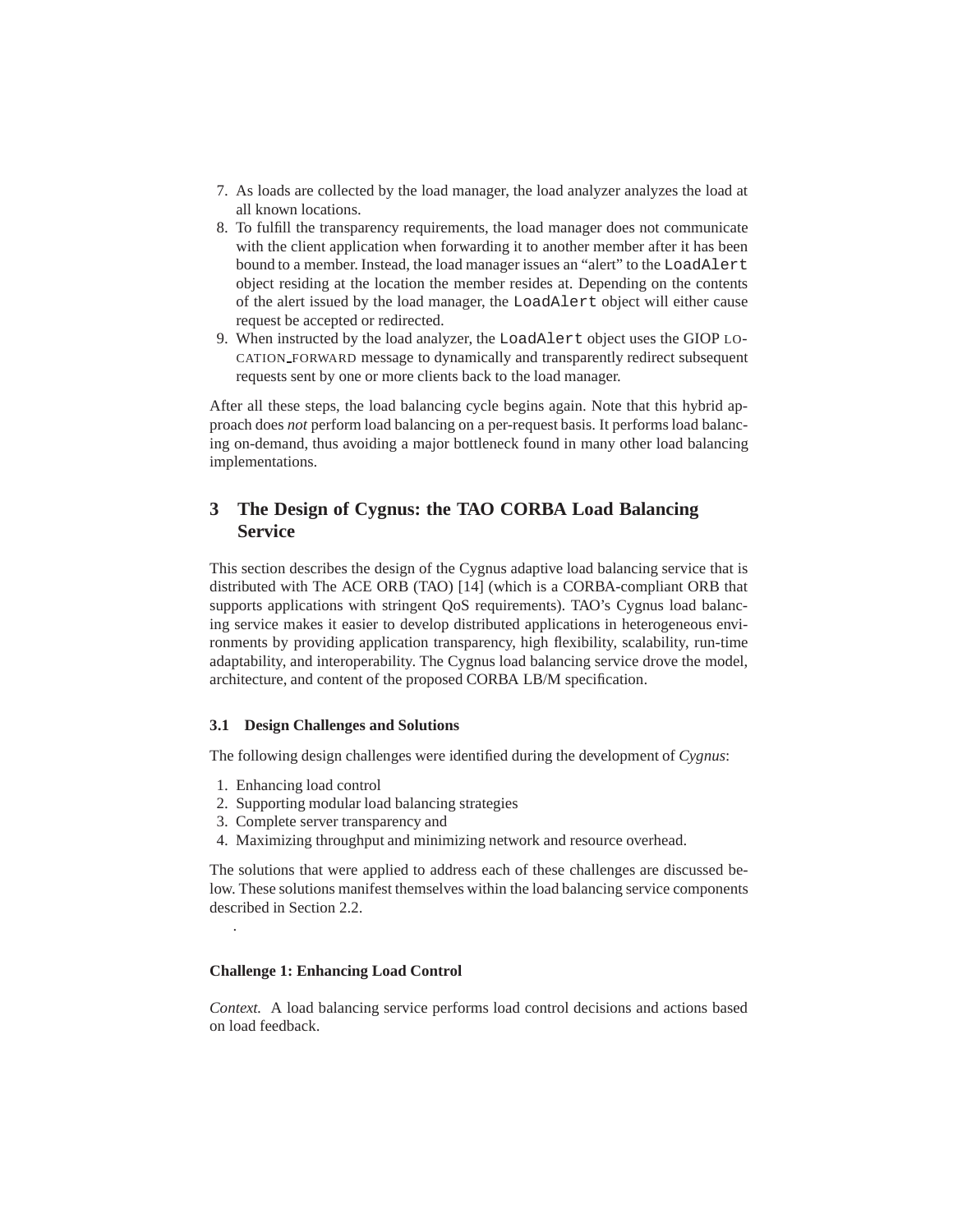7. As loads are collected by the load manager, the load analyzer analyzes the load at all known locations.
8. To fulfill the transparency requirements, the load manager does not communicate with the client application when forwarding it to another member after it has been bound to a member. Instead, the load manager issues an "alert" to the `LoadAlert` object residing at the location the member resides at. Depending on the contents of the alert issued by the load manager, the `LoadAlert` object will either cause request be accepted or redirected.
9. When instructed by the load analyzer, the `LoadAlert` object uses the GIOP LOCATION_FORWARD message to dynamically and transparently redirect subsequent requests sent by one or more clients back to the load manager.

After all these steps, the load balancing cycle begins again. Note that this hybrid approach does *not* perform load balancing on a per-request basis. It performs load balancing on-demand, thus avoiding a major bottleneck found in many other load balancing implementations.

## 3 The Design of Cygnus: the TAO CORBA Load Balancing Service

This section describes the design of the Cygnus adaptive load balancing service that is distributed with The ACE ORB (TAO) [14] (which is a CORBA-compliant ORB that supports applications with stringent QoS requirements). TAO's Cygnus load balancing service makes it easier to develop distributed applications in heterogeneous environments by providing application transparency, high flexibility, scalability, run-time adaptability, and interoperability. The Cygnus load balancing service drove the model, architecture, and content of the proposed CORBA LB/M specification.

### 3.1 Design Challenges and Solutions

The following design challenges were identified during the development of *Cygnus*:

1. Enhancing load control
2. Supporting modular load balancing strategies
3. Complete server transparency and
4. Maximizing throughput and minimizing network and resource overhead.

The solutions that were applied to address each of these challenges are discussed below. These solutions manifest themselves within the load balancing service components described in Section 2.2.

.

**Challenge 1: Enhancing Load Control**

*Context.* A load balancing service performs load control decisions and actions based on load feedback.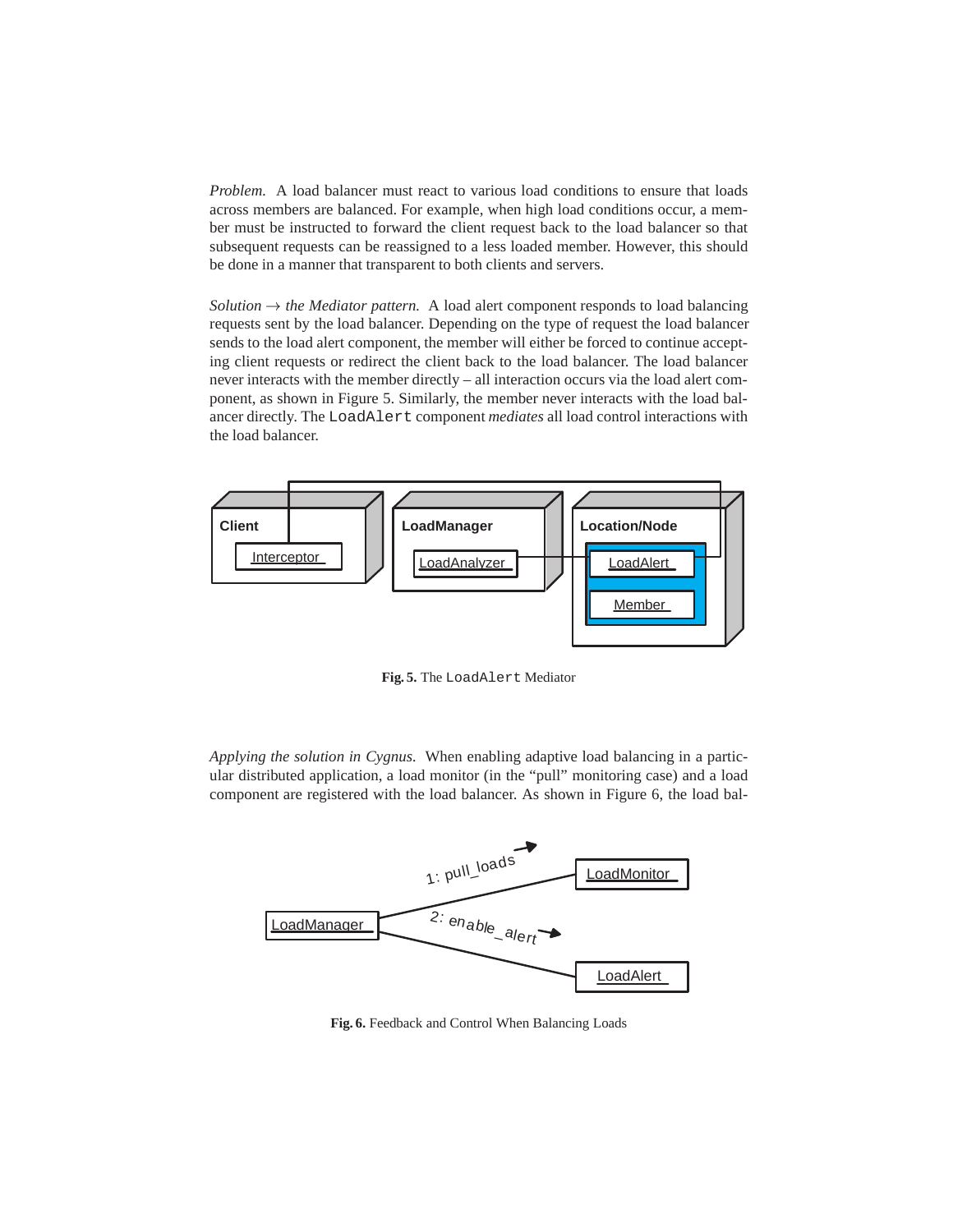*Problem.* A load balancer must react to various load conditions to ensure that loads across members are balanced. For example, when high load conditions occur, a member must be instructed to forward the client request back to the load balancer so that subsequent requests can be reassigned to a less loaded member. However, this should be done in a manner that transparent to both clients and servers.

*Solution → the Mediator pattern.* A load alert component responds to load balancing requests sent by the load balancer. Depending on the type of request the load balancer sends to the load alert component, the member will either be forced to continue accepting client requests or redirect the client back to the load balancer. The load balancer never interacts with the member directly – all interaction occurs via the load alert component, as shown in Figure 5. Similarly, the member never interacts with the load balancer directly. The `LoadAlert` component *mediates* all load control interactions with the load balancer.

**Fig. 5.** The `LoadAlert` Mediator

*Applying the solution in Cygnus.* When enabling adaptive load balancing in a particular distributed application, a load monitor (in the "pull" monitoring case) and a load component are registered with the load balancer. As shown in Figure 6, the load bal-

**Fig. 6.** Feedback and Control When Balancing Loads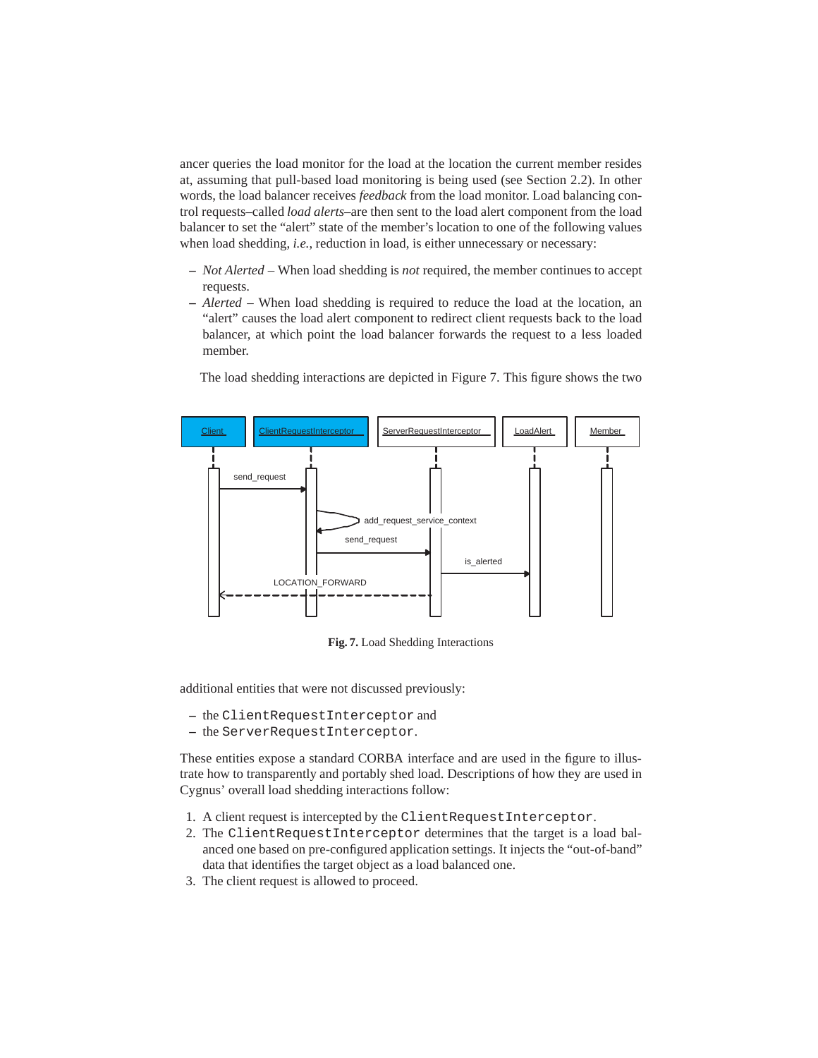ancer queries the load monitor for the load at the location the current member resides at, assuming that pull-based load monitoring is being used (see Section 2.2). In other words, the load balancer receives *feedback* from the load monitor. Load balancing control requests–called *load alerts*–are then sent to the load alert component from the load balancer to set the "alert" state of the member's location to one of the following values when load shedding, *i.e.*, reduction in load, is either unnecessary or necessary:

– *Not Alerted* – When load shedding is *not* required, the member continues to accept requests.
– *Alerted* – When load shedding is required to reduce the load at the location, an "alert" causes the load alert component to redirect client requests back to the load balancer, at which point the load balancer forwards the request to a less loaded member.

The load shedding interactions are depicted in Figure 7. This figure shows the two

**Fig. 7.** Load Shedding Interactions

additional entities that were not discussed previously:

– the `ClientRequestInterceptor` and
– the `ServerRequestInterceptor`.

These entities expose a standard CORBA interface and are used in the figure to illustrate how to transparently and portably shed load. Descriptions of how they are used in Cygnus' overall load shedding interactions follow:

1. A client request is intercepted by the `ClientRequestInterceptor`.
2. The `ClientRequestInterceptor` determines that the target is a load balanced one based on pre-configured application settings. It injects the "out-of-band" data that identifies the target object as a load balanced one.
3. The client request is allowed to proceed.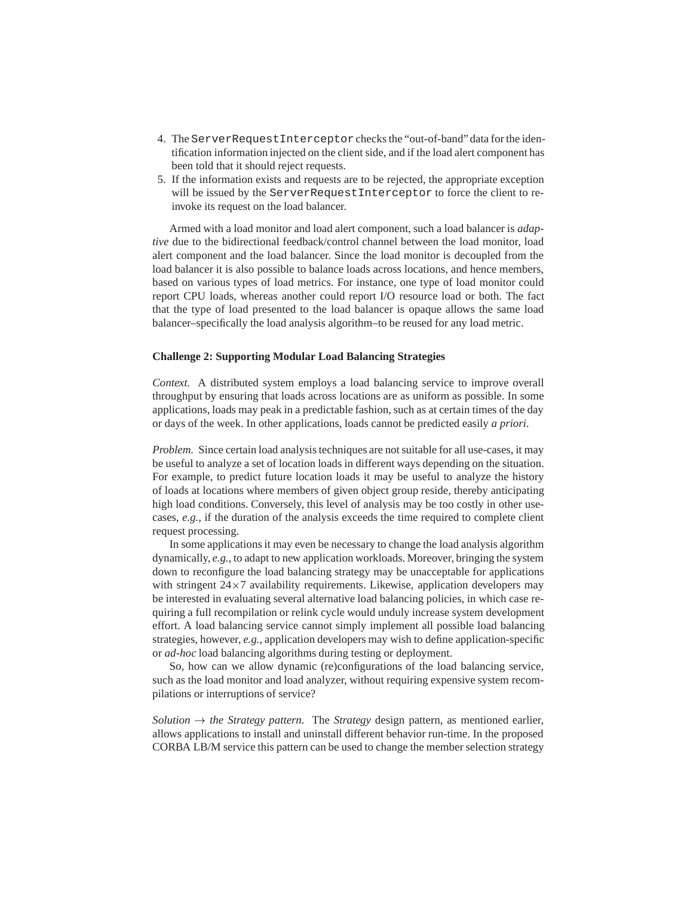4. The `ServerRequestInterceptor` checks the "out-of-band" data for the identification information injected on the client side, and if the load alert component has been told that it should reject requests.
5. If the information exists and requests are to be rejected, the appropriate exception will be issued by the `ServerRequestInterceptor` to force the client to reinvoke its request on the load balancer.

Armed with a load monitor and load alert component, such a load balancer is *adaptive* due to the bidirectional feedback/control channel between the load monitor, load alert component and the load balancer. Since the load monitor is decoupled from the load balancer it is also possible to balance loads across locations, and hence members, based on various types of load metrics. For instance, one type of load monitor could report CPU loads, whereas another could report I/O resource load or both. The fact that the type of load presented to the load balancer is opaque allows the same load balancer–specifically the load analysis algorithm–to be reused for any load metric.

**Challenge 2: Supporting Modular Load Balancing Strategies**

*Context.* A distributed system employs a load balancing service to improve overall throughput by ensuring that loads across locations are as uniform as possible. In some applications, loads may peak in a predictable fashion, such as at certain times of the day or days of the week. In other applications, loads cannot be predicted easily *a priori*.

*Problem.* Since certain load analysis techniques are not suitable for all use-cases, it may be useful to analyze a set of location loads in different ways depending on the situation. For example, to predict future location loads it may be useful to analyze the history of loads at locations where members of given object group reside, thereby anticipating high load conditions. Conversely, this level of analysis may be too costly in other use-cases, *e.g.*, if the duration of the analysis exceeds the time required to complete client request processing.

In some applications it may even be necessary to change the load analysis algorithm dynamically, *e.g.*, to adapt to new application workloads. Moreover, bringing the system down to reconfigure the load balancing strategy may be unacceptable for applications with stringent $24\times7$ availability requirements. Likewise, application developers may be interested in evaluating several alternative load balancing policies, in which case requiring a full recompilation or relink cycle would unduly increase system development effort. A load balancing service cannot simply implement all possible load balancing strategies, however, *e.g.*, application developers may wish to define application-specific or *ad-hoc* load balancing algorithms during testing or deployment.

So, how can we allow dynamic (re)configurations of the load balancing service, such as the load monitor and load analyzer, without requiring expensive system recompilations or interruptions of service?

*Solution → the Strategy pattern.* The *Strategy* design pattern, as mentioned earlier, allows applications to install and uninstall different behavior run-time. In the proposed CORBA LB/M service this pattern can be used to change the member selection strategy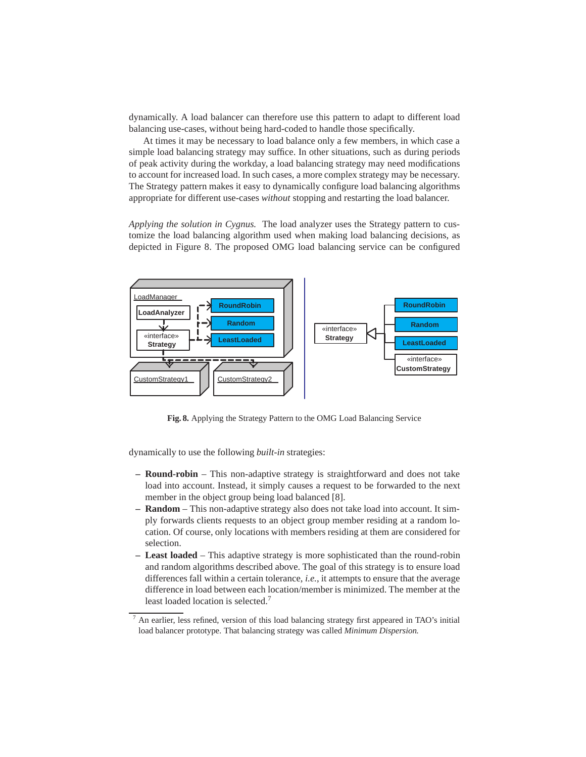dynamically. A load balancer can therefore use this pattern to adapt to different load balancing use-cases, without being hard-coded to handle those specifically.

At times it may be necessary to load balance only a few members, in which case a simple load balancing strategy may suffice. In other situations, such as during periods of peak activity during the workday, a load balancing strategy may need modifications to account for increased load. In such cases, a more complex strategy may be necessary. The Strategy pattern makes it easy to dynamically configure load balancing algorithms appropriate for different use-cases *without* stopping and restarting the load balancer.

*Applying the solution in Cygnus.* The load analyzer uses the Strategy pattern to customize the load balancing algorithm used when making load balancing decisions, as depicted in Figure 8. The proposed OMG load balancing service can be configured

**Fig. 8.** Applying the Strategy Pattern to the OMG Load Balancing Service

dynamically to use the following *built-in* strategies:

- **Round-robin** – This non-adaptive strategy is straightforward and does not take load into account. Instead, it simply causes a request to be forwarded to the next member in the object group being load balanced [8].
- **Random** – This non-adaptive strategy also does not take load into account. It simply forwards clients requests to an object group member residing at a random location. Of course, only locations with members residing at them are considered for selection.
- **Least loaded** – This adaptive strategy is more sophisticated than the round-robin and random algorithms described above. The goal of this strategy is to ensure load differences fall within a certain tolerance, *i.e.*, it attempts to ensure that the average difference in load between each location/member is minimized. The member at the least loaded location is selected.[7]

[7] An earlier, less refined, version of this load balancing strategy first appeared in TAO's initial load balancer prototype. That balancing strategy was called *Minimum Dispersion.*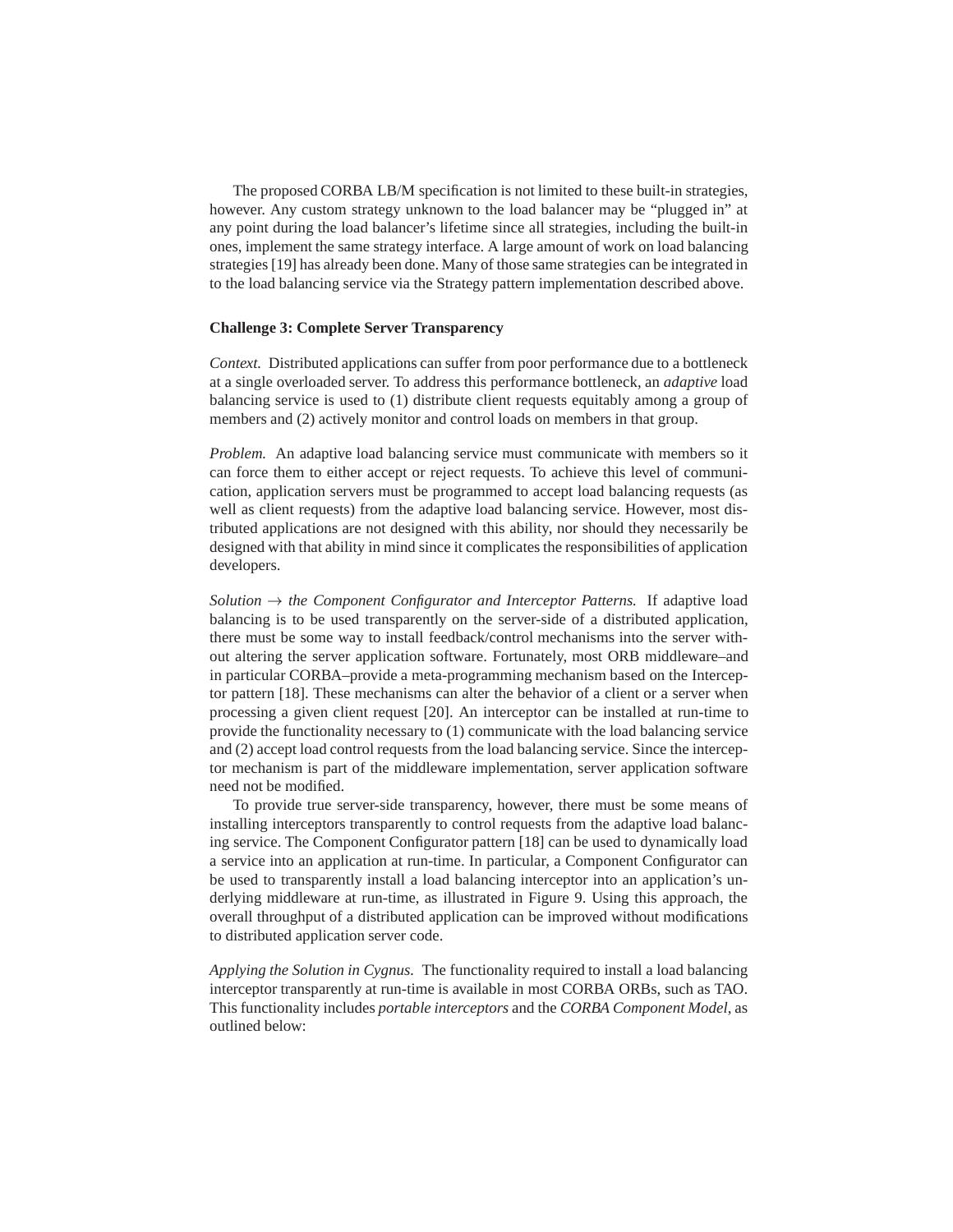The proposed CORBA LB/M specification is not limited to these built-in strategies, however. Any custom strategy unknown to the load balancer may be "plugged in" at any point during the load balancer's lifetime since all strategies, including the built-in ones, implement the same strategy interface. A large amount of work on load balancing strategies [19] has already been done. Many of those same strategies can be integrated in to the load balancing service via the Strategy pattern implementation described above.

**Challenge 3: Complete Server Transparency**

*Context.* Distributed applications can suffer from poor performance due to a bottleneck at a single overloaded server. To address this performance bottleneck, an *adaptive* load balancing service is used to (1) distribute client requests equitably among a group of members and (2) actively monitor and control loads on members in that group.

*Problem.* An adaptive load balancing service must communicate with members so it can force them to either accept or reject requests. To achieve this level of communication, application servers must be programmed to accept load balancing requests (as well as client requests) from the adaptive load balancing service. However, most distributed applications are not designed with this ability, nor should they necessarily be designed with that ability in mind since it complicates the responsibilities of application developers.

*Solution → the Component Configurator and Interceptor Patterns.* If adaptive load balancing is to be used transparently on the server-side of a distributed application, there must be some way to install feedback/control mechanisms into the server without altering the server application software. Fortunately, most ORB middleware–and in particular CORBA–provide a meta-programming mechanism based on the Interceptor pattern [18]. These mechanisms can alter the behavior of a client or a server when processing a given client request [20]. An interceptor can be installed at run-time to provide the functionality necessary to (1) communicate with the load balancing service and (2) accept load control requests from the load balancing service. Since the interceptor mechanism is part of the middleware implementation, server application software need not be modified.

To provide true server-side transparency, however, there must be some means of installing interceptors transparently to control requests from the adaptive load balancing service. The Component Configurator pattern [18] can be used to dynamically load a service into an application at run-time. In particular, a Component Configurator can be used to transparently install a load balancing interceptor into an application's underlying middleware at run-time, as illustrated in Figure 9. Using this approach, the overall throughput of a distributed application can be improved without modifications to distributed application server code.

*Applying the Solution in Cygnus.* The functionality required to install a load balancing interceptor transparently at run-time is available in most CORBA ORBs, such as TAO. This functionality includes *portable interceptors* and the *CORBA Component Model*, as outlined below: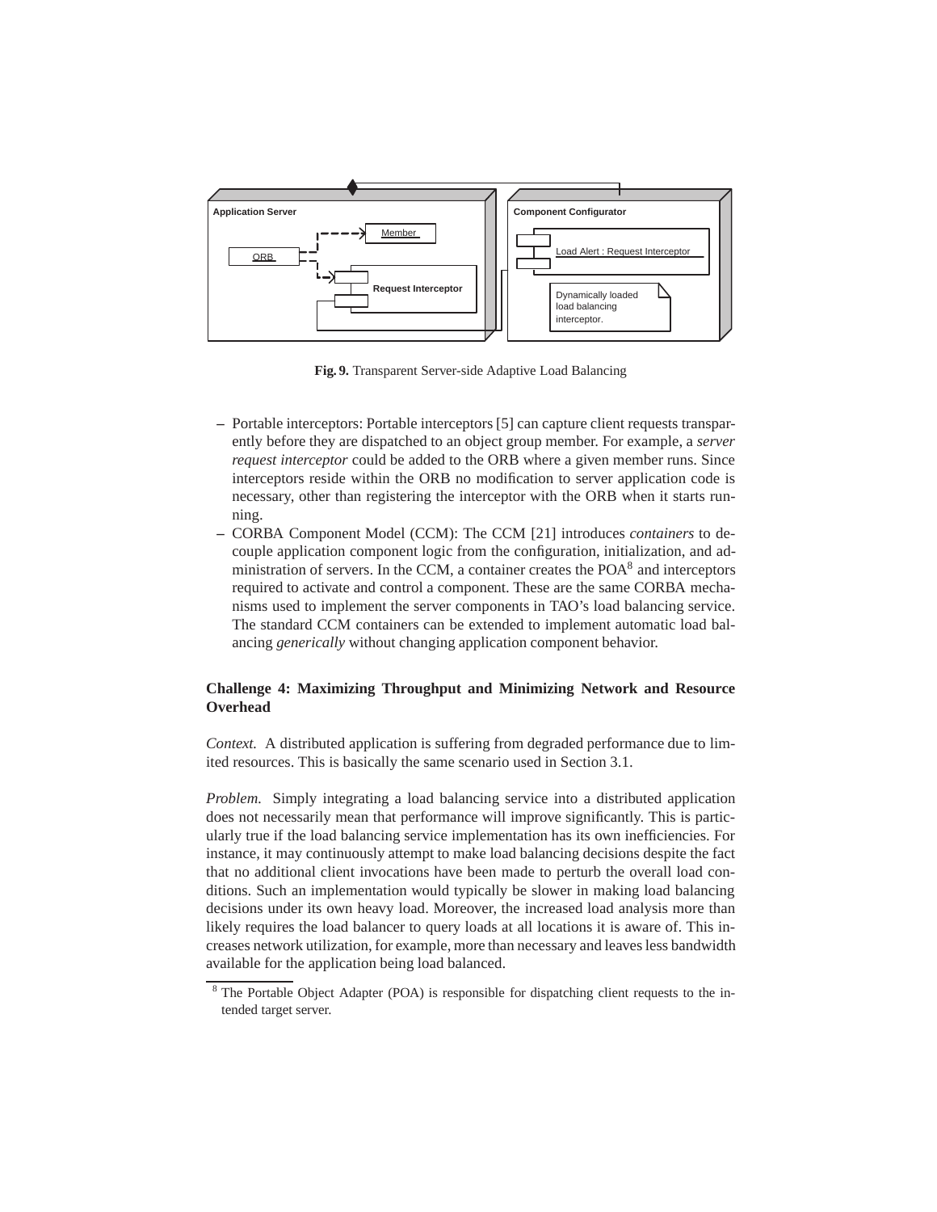Fig. 9. Transparent Server-side Adaptive Load Balancing

- Portable interceptors: Portable interceptors [5] can capture client requests transparently before they are dispatched to an object group member. For example, a *server request interceptor* could be added to the ORB where a given member runs. Since interceptors reside within the ORB no modification to server application code is necessary, other than registering the interceptor with the ORB when it starts running.
- CORBA Component Model (CCM): The CCM [21] introduces *containers* to decouple application component logic from the configuration, initialization, and administration of servers. In the CCM, a container creates the POA[8] and interceptors required to activate and control a component. These are the same CORBA mechanisms used to implement the server components in TAO's load balancing service. The standard CCM containers can be extended to implement automatic load balancing *generically* without changing application component behavior.

### Challenge 4: Maximizing Throughput and Minimizing Network and Resource Overhead

*Context.* A distributed application is suffering from degraded performance due to limited resources. This is basically the same scenario used in Section 3.1.

*Problem.* Simply integrating a load balancing service into a distributed application does not necessarily mean that performance will improve significantly. This is particularly true if the load balancing service implementation has its own inefficiencies. For instance, it may continuously attempt to make load balancing decisions despite the fact that no additional client invocations have been made to perturb the overall load conditions. Such an implementation would typically be slower in making load balancing decisions under its own heavy load. Moreover, the increased load analysis more than likely requires the load balancer to query loads at all locations it is aware of. This increases network utilization, for example, more than necessary and leaves less bandwidth available for the application being load balanced.

[8] The Portable Object Adapter (POA) is responsible for dispatching client requests to the intended target server.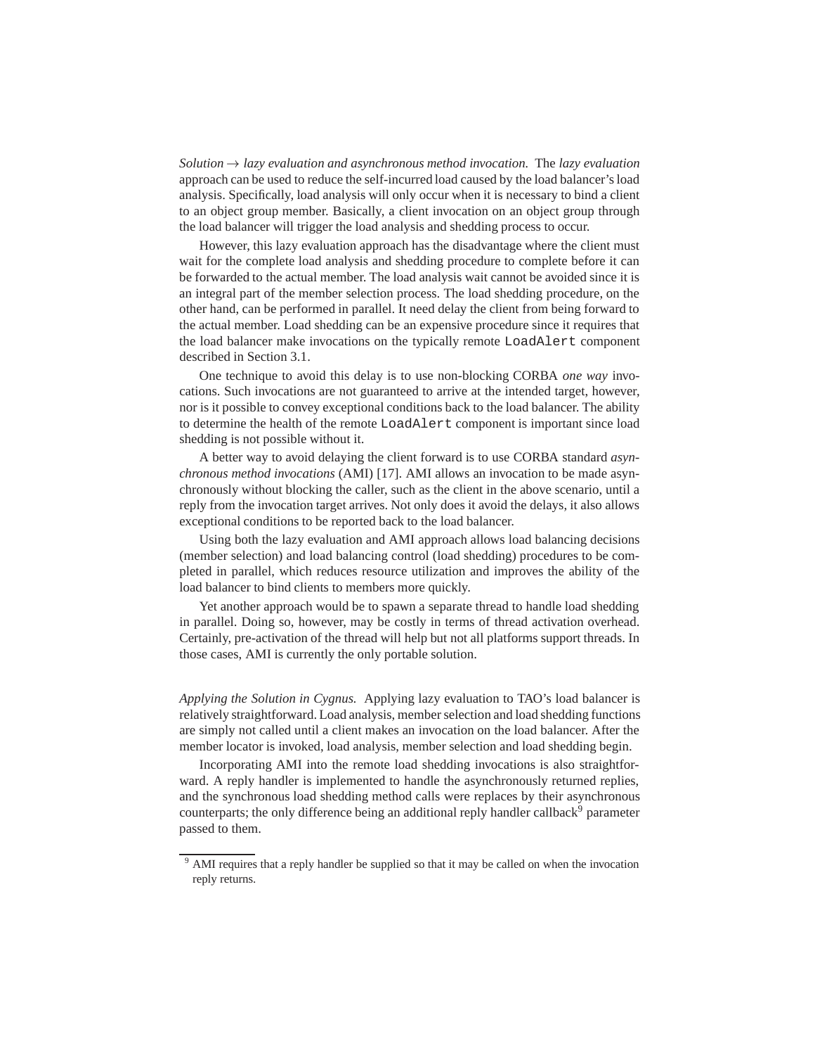*Solution → lazy evaluation and asynchronous method invocation.* The *lazy evaluation* approach can be used to reduce the self-incurred load caused by the load balancer's load analysis. Specifically, load analysis will only occur when it is necessary to bind a client to an object group member. Basically, a client invocation on an object group through the load balancer will trigger the load analysis and shedding process to occur.

However, this lazy evaluation approach has the disadvantage where the client must wait for the complete load analysis and shedding procedure to complete before it can be forwarded to the actual member. The load analysis wait cannot be avoided since it is an integral part of the member selection process. The load shedding procedure, on the other hand, can be performed in parallel. It need delay the client from being forward to the actual member. Load shedding can be an expensive procedure since it requires that the load balancer make invocations on the typically remote `LoadAlert` component described in Section 3.1.

One technique to avoid this delay is to use non-blocking CORBA *one way* invocations. Such invocations are not guaranteed to arrive at the intended target, however, nor is it possible to convey exceptional conditions back to the load balancer. The ability to determine the health of the remote `LoadAlert` component is important since load shedding is not possible without it.

A better way to avoid delaying the client forward is to use CORBA standard *asynchronous method invocations* (AMI) [17]. AMI allows an invocation to be made asynchronously without blocking the caller, such as the client in the above scenario, until a reply from the invocation target arrives. Not only does it avoid the delays, it also allows exceptional conditions to be reported back to the load balancer.

Using both the lazy evaluation and AMI approach allows load balancing decisions (member selection) and load balancing control (load shedding) procedures to be completed in parallel, which reduces resource utilization and improves the ability of the load balancer to bind clients to members more quickly.

Yet another approach would be to spawn a separate thread to handle load shedding in parallel. Doing so, however, may be costly in terms of thread activation overhead. Certainly, pre-activation of the thread will help but not all platforms support threads. In those cases, AMI is currently the only portable solution.

*Applying the Solution in Cygnus.* Applying lazy evaluation to TAO's load balancer is relatively straightforward. Load analysis, member selection and load shedding functions are simply not called until a client makes an invocation on the load balancer. After the member locator is invoked, load analysis, member selection and load shedding begin.

Incorporating AMI into the remote load shedding invocations is also straightforward. A reply handler is implemented to handle the asynchronously returned replies, and the synchronous load shedding method calls were replaces by their asynchronous counterparts; the only difference being an additional reply handler callback[9] parameter passed to them.

---

[9] AMI requires that a reply handler be supplied so that it may be called on when the invocation reply returns.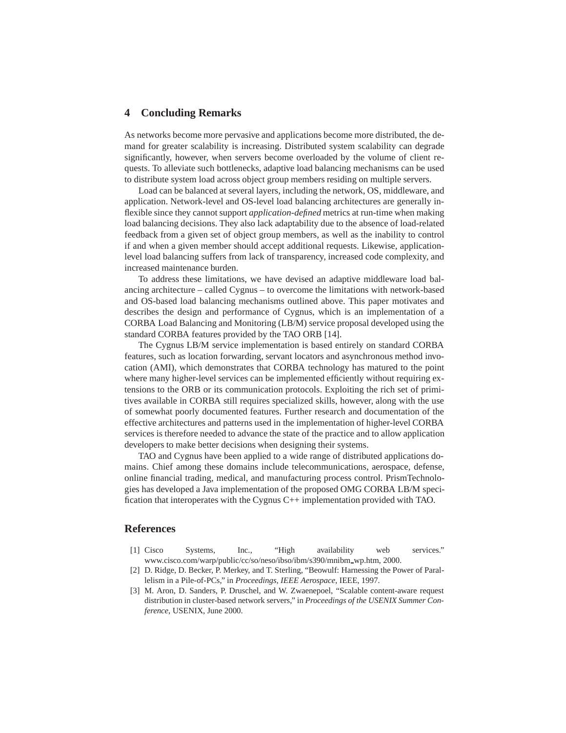## 4 Concluding Remarks

As networks become more pervasive and applications become more distributed, the demand for greater scalability is increasing. Distributed system scalability can degrade significantly, however, when servers become overloaded by the volume of client requests. To alleviate such bottlenecks, adaptive load balancing mechanisms can be used to distribute system load across object group members residing on multiple servers.

Load can be balanced at several layers, including the network, OS, middleware, and application. Network-level and OS-level load balancing architectures are generally inflexible since they cannot support *application-defined* metrics at run-time when making load balancing decisions. They also lack adaptability due to the absence of load-related feedback from a given set of object group members, as well as the inability to control if and when a given member should accept additional requests. Likewise, application-level load balancing suffers from lack of transparency, increased code complexity, and increased maintenance burden.

To address these limitations, we have devised an adaptive middleware load balancing architecture – called Cygnus – to overcome the limitations with network-based and OS-based load balancing mechanisms outlined above. This paper motivates and describes the design and performance of Cygnus, which is an implementation of a CORBA Load Balancing and Monitoring (LB/M) service proposal developed using the standard CORBA features provided by the TAO ORB [14].

The Cygnus LB/M service implementation is based entirely on standard CORBA features, such as location forwarding, servant locators and asynchronous method invocation (AMI), which demonstrates that CORBA technology has matured to the point where many higher-level services can be implemented efficiently without requiring extensions to the ORB or its communication protocols. Exploiting the rich set of primitives available in CORBA still requires specialized skills, however, along with the use of somewhat poorly documented features. Further research and documentation of the effective architectures and patterns used in the implementation of higher-level CORBA services is therefore needed to advance the state of the practice and to allow application developers to make better decisions when designing their systems.

TAO and Cygnus have been applied to a wide range of distributed applications domains. Chief among these domains include telecommunications, aerospace, defense, online financial trading, medical, and manufacturing process control. PrismTechnologies has developed a Java implementation of the proposed OMG CORBA LB/M specification that interoperates with the Cygnus C++ implementation provided with TAO.

## References

[1] Cisco Systems, Inc., "High availability web services." www.cisco.com/warp/public/cc/so/neso/ibso/ibm/s390/mnibm_wp.htm, 2000.

[2] D. Ridge, D. Becker, P. Merkey, and T. Sterling, "Beowulf: Harnessing the Power of Parallelism in a Pile-of-PCs," in *Proceedings, IEEE Aerospace*, IEEE, 1997.

[3] M. Aron, D. Sanders, P. Druschel, and W. Zwaenepoel, "Scalable content-aware request distribution in cluster-based network servers," in *Proceedings of the USENIX Summer Conference*, USENIX, June 2000.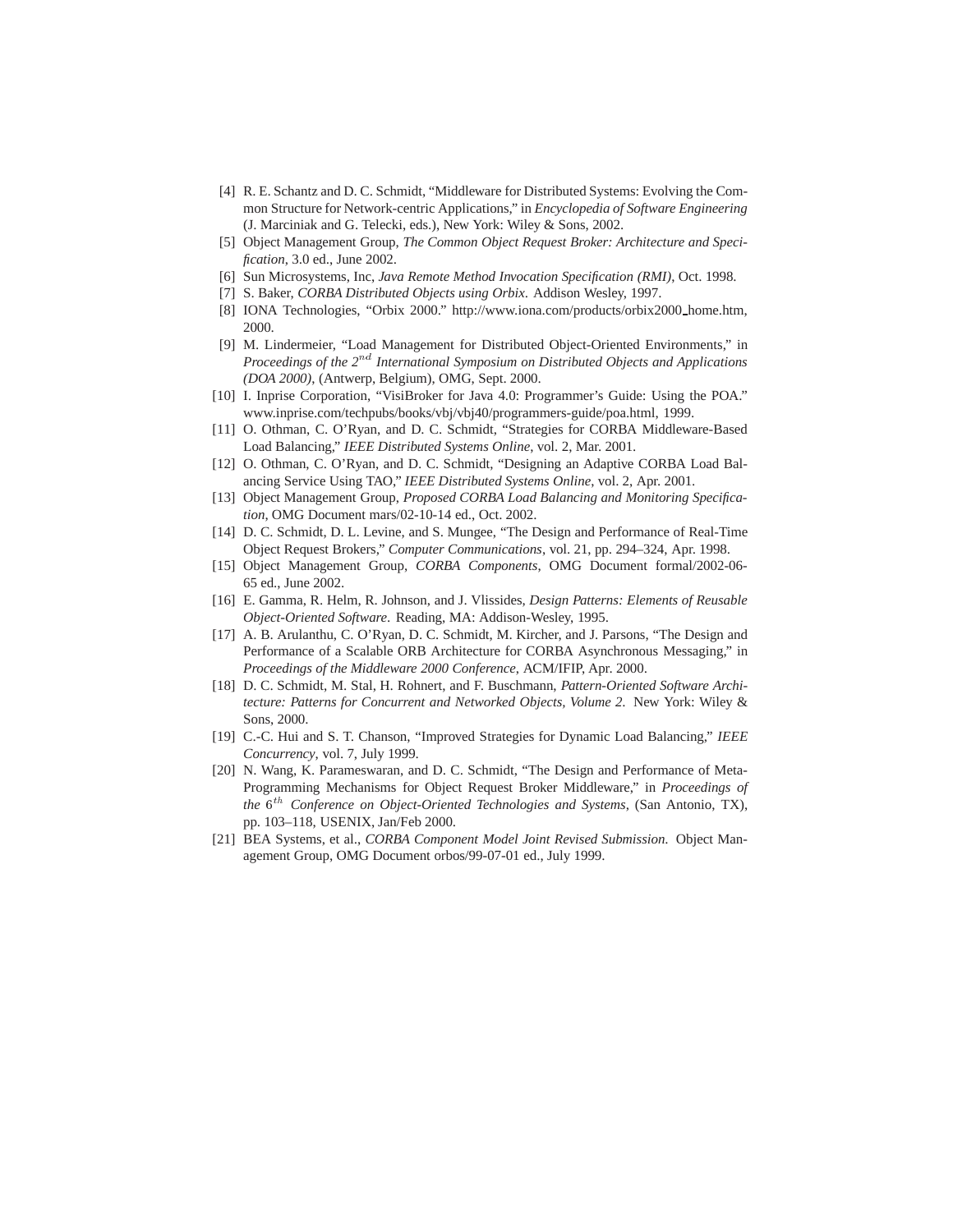[4] R. E. Schantz and D. C. Schmidt, "Middleware for Distributed Systems: Evolving the Common Structure for Network-centric Applications," in *Encyclopedia of Software Engineering* (J. Marciniak and G. Telecki, eds.), New York: Wiley & Sons, 2002.

[5] Object Management Group, *The Common Object Request Broker: Architecture and Specification*, 3.0 ed., June 2002.

[6] Sun Microsystems, Inc, *Java Remote Method Invocation Specification (RMI)*, Oct. 1998.

[7] S. Baker, *CORBA Distributed Objects using Orbix*. Addison Wesley, 1997.

[8] IONA Technologies, "Orbix 2000." http://www.iona.com/products/orbix2000_home.htm, 2000.

[9] M. Lindermeier, "Load Management for Distributed Object-Oriented Environments," in *Proceedings of the 2$^{nd}$ International Symposium on Distributed Objects and Applications (DOA 2000)*, (Antwerp, Belgium), OMG, Sept. 2000.

[10] I. Inprise Corporation, "VisiBroker for Java 4.0: Programmer's Guide: Using the POA." www.inprise.com/techpubs/books/vbj/vbj40/programmers-guide/poa.html, 1999.

[11] O. Othman, C. O'Ryan, and D. C. Schmidt, "Strategies for CORBA Middleware-Based Load Balancing," *IEEE Distributed Systems Online*, vol. 2, Mar. 2001.

[12] O. Othman, C. O'Ryan, and D. C. Schmidt, "Designing an Adaptive CORBA Load Balancing Service Using TAO," *IEEE Distributed Systems Online*, vol. 2, Apr. 2001.

[13] Object Management Group, *Proposed CORBA Load Balancing and Monitoring Specification*, OMG Document mars/02-10-14 ed., Oct. 2002.

[14] D. C. Schmidt, D. L. Levine, and S. Mungee, "The Design and Performance of Real-Time Object Request Brokers," *Computer Communications*, vol. 21, pp. 294–324, Apr. 1998.

[15] Object Management Group, *CORBA Components*, OMG Document formal/2002-06-65 ed., June 2002.

[16] E. Gamma, R. Helm, R. Johnson, and J. Vlissides, *Design Patterns: Elements of Reusable Object-Oriented Software*. Reading, MA: Addison-Wesley, 1995.

[17] A. B. Arulanthu, C. O'Ryan, D. C. Schmidt, M. Kircher, and J. Parsons, "The Design and Performance of a Scalable ORB Architecture for CORBA Asynchronous Messaging," in *Proceedings of the Middleware 2000 Conference*, ACM/IFIP, Apr. 2000.

[18] D. C. Schmidt, M. Stal, H. Rohnert, and F. Buschmann, *Pattern-Oriented Software Architecture: Patterns for Concurrent and Networked Objects, Volume 2*. New York: Wiley & Sons, 2000.

[19] C.-C. Hui and S. T. Chanson, "Improved Strategies for Dynamic Load Balancing," *IEEE Concurrency*, vol. 7, July 1999.

[20] N. Wang, K. Parameswaran, and D. C. Schmidt, "The Design and Performance of Meta-Programming Mechanisms for Object Request Broker Middleware," in *Proceedings of the 6$^{th}$ Conference on Object-Oriented Technologies and Systems*, (San Antonio, TX), pp. 103–118, USENIX, Jan/Feb 2000.

[21] BEA Systems, et al., *CORBA Component Model Joint Revised Submission*. Object Management Group, OMG Document orbos/99-07-01 ed., July 1999.